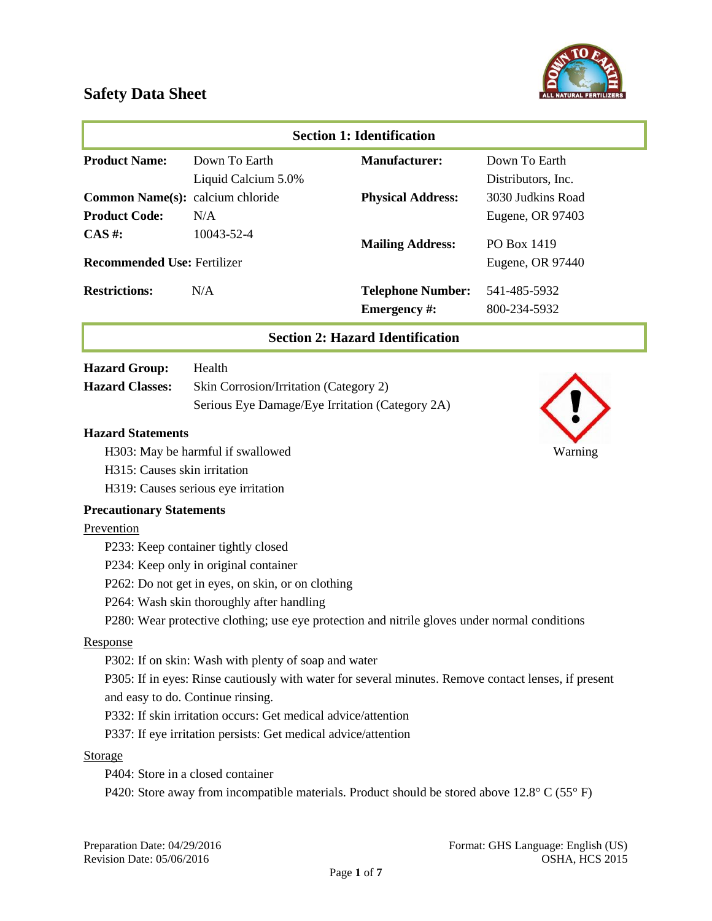# Safety Data Sheet

## Section 1: Identification

| | | | |
|---|---|---|---|
| **Product Name:** | Down To Earth Liquid Calcium 5.0% | **Manufacturer:** | Down To Earth Distributors, Inc. |
| **Common Name(s):** | calcium chloride | **Physical Address:** | 3030 Judkins Road Eugene, OR 97403 |
| **Product Code:** | N/A | | |
| **CAS #:** | 10043-52-4 | **Mailing Address:** | PO Box 1419 Eugene, OR 97440 |
| **Recommended Use:** | Fertilizer | | |
| **Restrictions:** | N/A | **Telephone Number:** | 541-485-5932 |
| | | **Emergency #:** | 800-234-5932 |

## Section 2: Hazard Identification

**Hazard Group:** Health

**Hazard Classes:** Skin Corrosion/Irritation (Category 2)
Serious Eye Damage/Eye Irritation (Category 2A)

Warning

### Hazard Statements

- H303: May be harmful if swallowed
- H315: Causes skin irritation
- H319: Causes serious eye irritation

### Precautionary Statements

Prevention

- P233: Keep container tightly closed
- P234: Keep only in original container
- P262: Do not get in eyes, on skin, or on clothing
- P264: Wash skin thoroughly after handling
- P280: Wear protective clothing; use eye protection and nitrile gloves under normal conditions

Response

- P302: If on skin: Wash with plenty of soap and water
- P305: If in eyes: Rinse cautiously with water for several minutes. Remove contact lenses, if present and easy to do. Continue rinsing.
- P332: If skin irritation occurs: Get medical advice/attention
- P337: If eye irritation persists: Get medical advice/attention

Storage

- P404: Store in a closed container
- P420: Store away from incompatible materials. Product should be stored above 12.8° C (55° F)

Preparation Date: 04/29/2016
Revision Date: 05/06/2016

Format: GHS Language: English (US)
OSHA, HCS 2015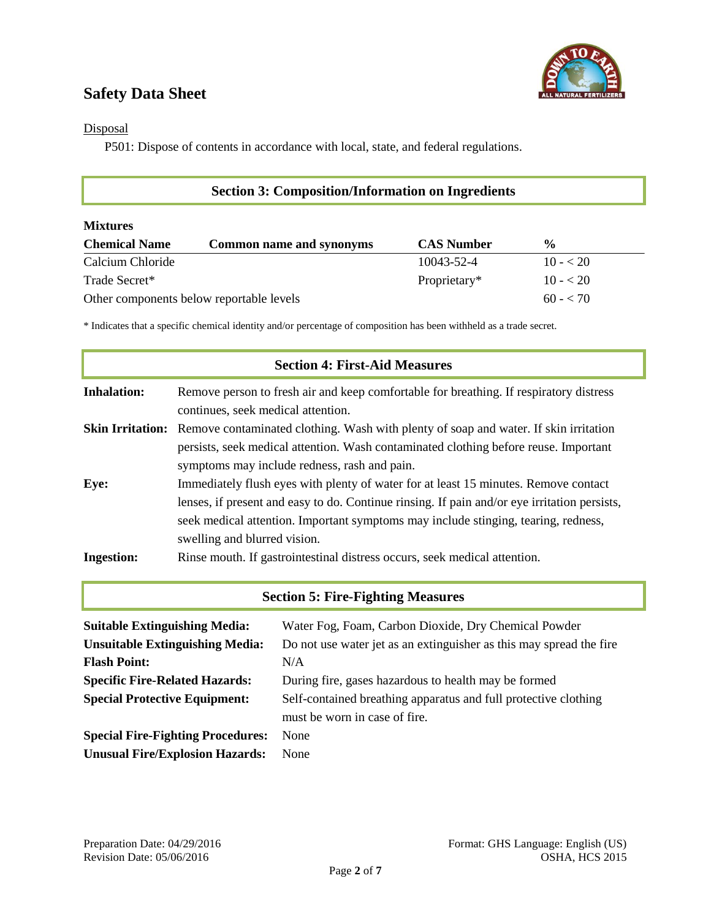Disposal

P501: Dispose of contents in accordance with local, state, and federal regulations.

## Section 3: Composition/Information on Ingredients

**Mixtures**

| Chemical Name | Common name and synonyms | CAS Number | % |
|---|---|---|---|
| Calcium Chloride | | 10043-52-4 | 10 - < 20 |
| Trade Secret* | | Proprietary* | 10 - < 20 |
| Other components below reportable levels | | | 60 - < 70 |

\* Indicates that a specific chemical identity and/or percentage of composition has been withheld as a trade secret.

## Section 4: First-Aid Measures

**Inhalation:** Remove person to fresh air and keep comfortable for breathing. If respiratory distress continues, seek medical attention.

**Skin Irritation:** Remove contaminated clothing. Wash with plenty of soap and water. If skin irritation persists, seek medical attention. Wash contaminated clothing before reuse. Important symptoms may include redness, rash and pain.

**Eye:** Immediately flush eyes with plenty of water for at least 15 minutes. Remove contact lenses, if present and easy to do. Continue rinsing. If pain and/or eye irritation persists, seek medical attention. Important symptoms may include stinging, tearing, redness, swelling and blurred vision.

**Ingestion:** Rinse mouth. If gastrointestinal distress occurs, seek medical attention.

## Section 5: Fire-Fighting Measures

**Suitable Extinguishing Media:** Water Fog, Foam, Carbon Dioxide, Dry Chemical Powder

**Unsuitable Extinguishing Media:** Do not use water jet as an extinguisher as this may spread the fire

**Flash Point:** N/A

**Specific Fire-Related Hazards:** During fire, gases hazardous to health may be formed

**Special Protective Equipment:** Self-contained breathing apparatus and full protective clothing must be worn in case of fire.

**Special Fire-Fighting Procedures:** None

**Unusual Fire/Explosion Hazards:** None

Preparation Date: 04/29/2016
Revision Date: 05/06/2016

Format: GHS Language: English (US)
OSHA, HCS 2015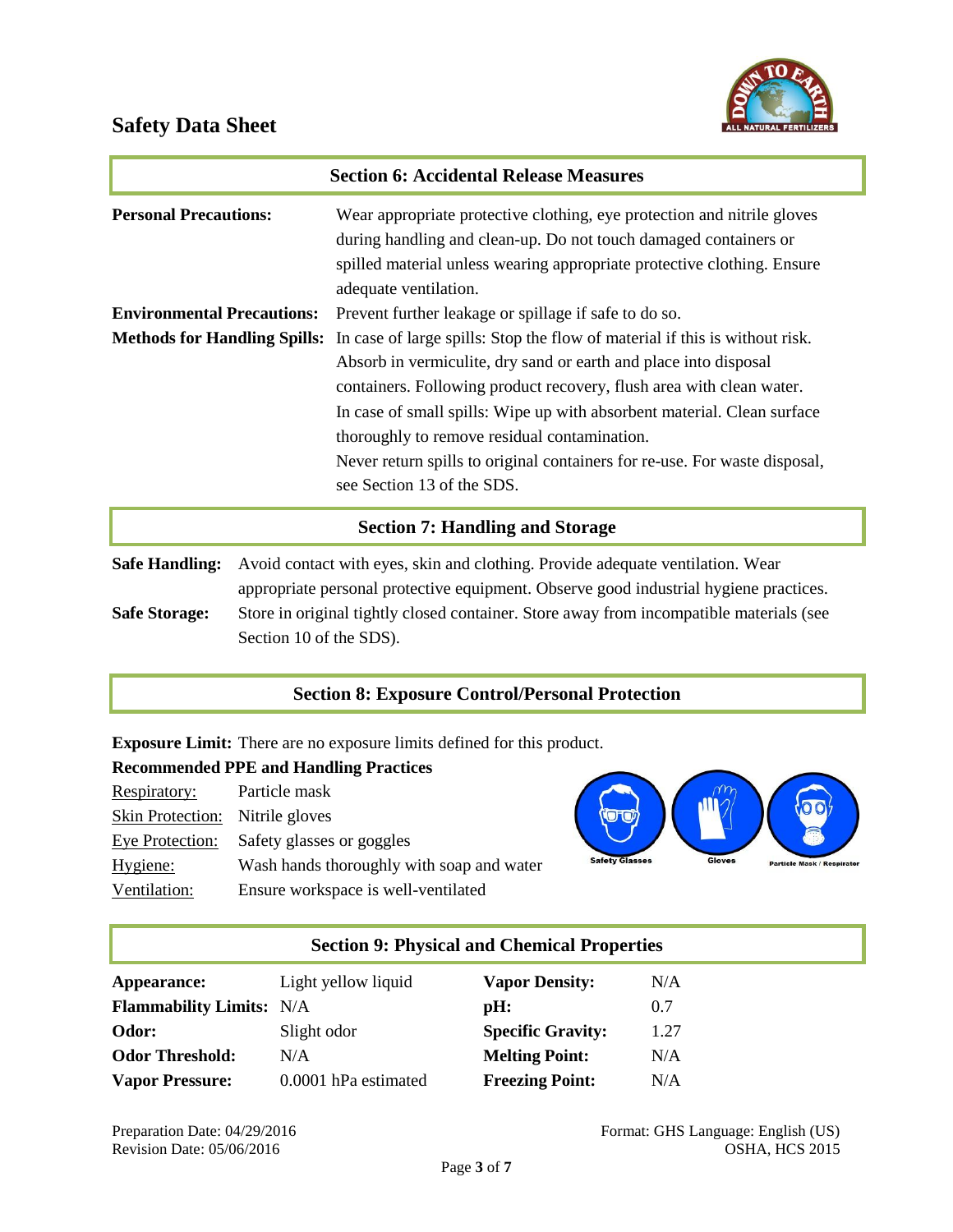## Section 6: Accidental Release Measures

**Personal Precautions:** Wear appropriate protective clothing, eye protection and nitrile gloves during handling and clean-up. Do not touch damaged containers or spilled material unless wearing appropriate protective clothing. Ensure adequate ventilation.

**Environmental Precautions:** Prevent further leakage or spillage if safe to do so.

**Methods for Handling Spills:** In case of large spills: Stop the flow of material if this is without risk. Absorb in vermiculite, dry sand or earth and place into disposal containers. Following product recovery, flush area with clean water. In case of small spills: Wipe up with absorbent material. Clean surface thoroughly to remove residual contamination. Never return spills to original containers for re-use. For waste disposal, see Section 13 of the SDS.

## Section 7: Handling and Storage

**Safe Handling:** Avoid contact with eyes, skin and clothing. Provide adequate ventilation. Wear appropriate personal protective equipment. Observe good industrial hygiene practices.

**Safe Storage:** Store in original tightly closed container. Store away from incompatible materials (see Section 10 of the SDS).

## Section 8: Exposure Control/Personal Protection

**Exposure Limit:** There are no exposure limits defined for this product.

**Recommended PPE and Handling Practices**

Respiratory: Particle mask
Skin Protection: Nitrile gloves
Eye Protection: Safety glasses or goggles
Hygiene: Wash hands thoroughly with soap and water
Ventilation: Ensure workspace is well-ventilated

Safety Glasses · Gloves · Particle Mask / Respirator

## Section 9: Physical and Chemical Properties

| | | | |
|---|---|---|---|
| **Appearance:** | Light yellow liquid | **Vapor Density:** | N/A |
| **Flammability Limits:** | N/A | **pH:** | 0.7 |
| **Odor:** | Slight odor | **Specific Gravity:** | 1.27 |
| **Odor Threshold:** | N/A | **Melting Point:** | N/A |
| **Vapor Pressure:** | 0.0001 hPa estimated | **Freezing Point:** | N/A |

Preparation Date: 04/29/2016
Revision Date: 05/06/2016

Format: GHS Language: English (US)
OSHA, HCS 2015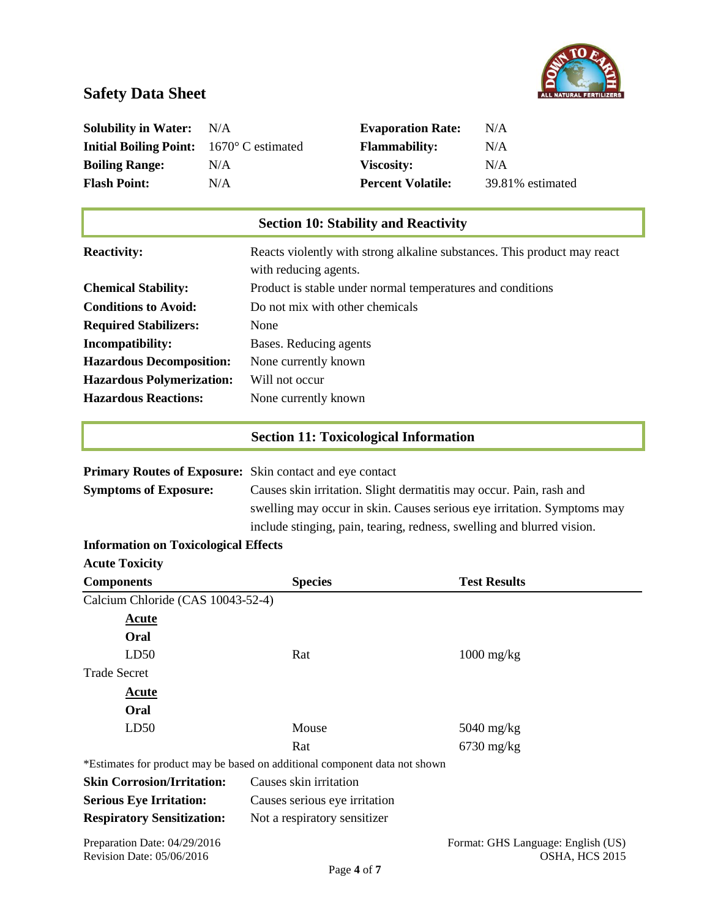# Safety Data Sheet

| | | | |
|---|---|---|---|
| **Solubility in Water:** | N/A | **Evaporation Rate:** | N/A |
| **Initial Boiling Point:** | 1670° C estimated | **Flammability:** | N/A |
| **Boiling Range:** | N/A | **Viscosity:** | N/A |
| **Flash Point:** | N/A | **Percent Volatile:** | 39.81% estimated |

## Section 10: Stability and Reactivity

**Reactivity:** Reacts violently with strong alkaline substances. This product may react with reducing agents.

**Chemical Stability:** Product is stable under normal temperatures and conditions

**Conditions to Avoid:** Do not mix with other chemicals

**Required Stabilizers:** None

**Incompatibility:** Bases. Reducing agents

**Hazardous Decomposition:** None currently known

**Hazardous Polymerization:** Will not occur

**Hazardous Reactions:** None currently known

## Section 11: Toxicological Information

**Primary Routes of Exposure:** Skin contact and eye contact

**Symptoms of Exposure:** Causes skin irritation. Slight dermatitis may occur. Pain, rash and swelling may occur in skin. Causes serious eye irritation. Symptoms may include stinging, pain, tearing, redness, swelling and blurred vision.

**Information on Toxicological Effects**

**Acute Toxicity**

| **Components** | **Species** | **Test Results** |
|---|---|---|
| Calcium Chloride (CAS 10043-52-4) | | |
| **Acute** | | |
| **Oral** | | |
| LD50 | Rat | 1000 mg/kg |
| Trade Secret | | |
| **Acute** | | |
| **Oral** | | |
| LD50 | Mouse | 5040 mg/kg |
| | Rat | 6730 mg/kg |

*Estimates for product may be based on additional component data not shown

**Skin Corrosion/Irritation:** Causes skin irritation

**Serious Eye Irritation:** Causes serious eye irritation

**Respiratory Sensitization:** Not a respiratory sensitizer

Preparation Date: 04/29/2016
Revision Date: 05/06/2016

Format: GHS Language: English (US)
OSHA, HCS 2015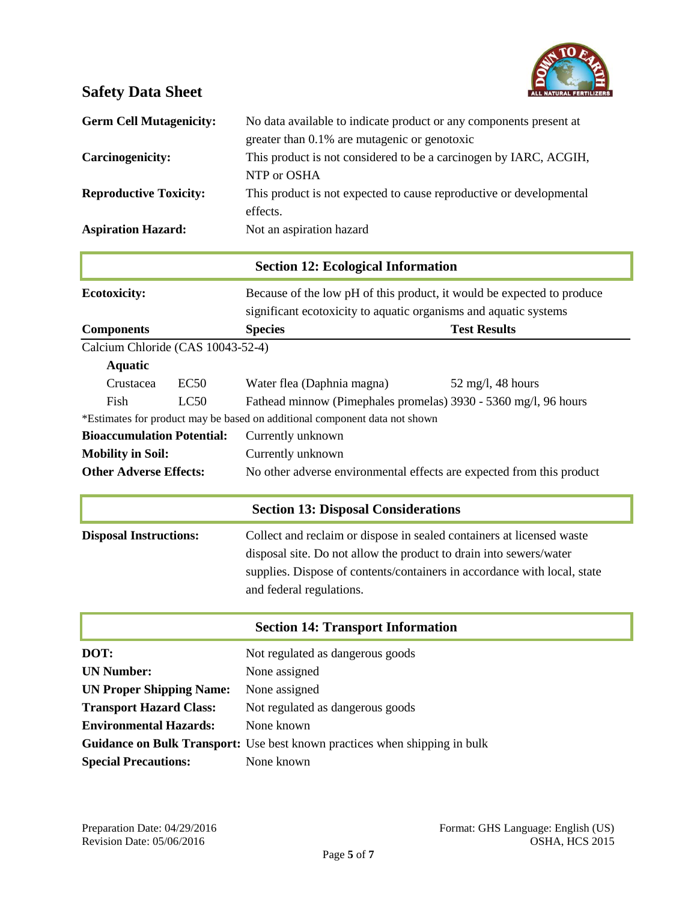**Germ Cell Mutagenicity:** No data available to indicate product or any components present at greater than 0.1% are mutagenic or genotoxic

**Carcinogenicity:** This product is not considered to be a carcinogen by IARC, ACGIH, NTP or OSHA

**Reproductive Toxicity:** This product is not expected to cause reproductive or developmental effects.

**Aspiration Hazard:** Not an aspiration hazard

## Section 12: Ecological Information

**Ecotoxicity:** Because of the low pH of this product, it would be expected to produce significant ecotoxicity to aquatic organisms and aquatic systems

| Components | | Species | Test Results |
|---|---|---|---|
| Calcium Chloride (CAS 10043-52-4) | | | |
| **Aquatic** | | | |
| Crustacea | EC50 | Water flea (Daphnia magna) | 52 mg/l, 48 hours |
| Fish | LC50 | Fathead minnow (Pimephales promelas) | 3930 - 5360 mg/l, 96 hours |

*Estimates for product may be based on additional component data not shown

**Bioaccumulation Potential:** Currently unknown

**Mobility in Soil:** Currently unknown

**Other Adverse Effects:** No other adverse environmental effects are expected from this product

## Section 13: Disposal Considerations

**Disposal Instructions:** Collect and reclaim or dispose in sealed containers at licensed waste disposal site. Do not allow the product to drain into sewers/water supplies. Dispose of contents/containers in accordance with local, state and federal regulations.

## Section 14: Transport Information

**DOT:** Not regulated as dangerous goods

**UN Number:** None assigned

**UN Proper Shipping Name:** None assigned

**Transport Hazard Class:** Not regulated as dangerous goods

**Environmental Hazards:** None known

**Guidance on Bulk Transport:** Use best known practices when shipping in bulk

**Special Precautions:** None known

Preparation Date: 04/29/2016
Revision Date: 05/06/2016

Format: GHS Language: English (US)
OSHA, HCS 2015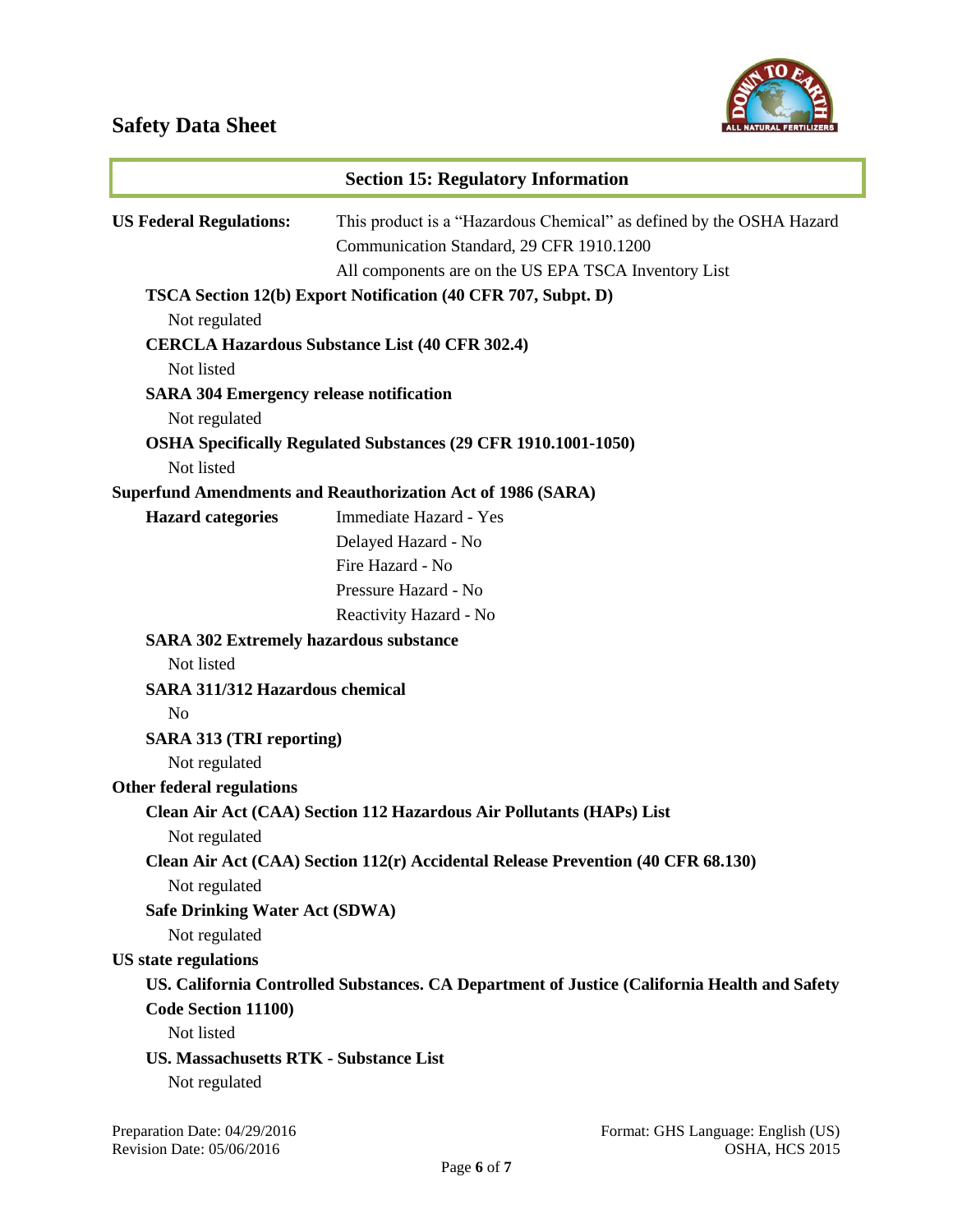## Section 15: Regulatory Information

**US Federal Regulations:** This product is a "Hazardous Chemical" as defined by the OSHA Hazard Communication Standard, 29 CFR 1910.1200

All components are on the US EPA TSCA Inventory List

**TSCA Section 12(b) Export Notification (40 CFR 707, Subpt. D)**

Not regulated

**CERCLA Hazardous Substance List (40 CFR 302.4)**

Not listed

**SARA 304 Emergency release notification**

Not regulated

**OSHA Specifically Regulated Substances (29 CFR 1910.1001-1050)**

Not listed

**Superfund Amendments and Reauthorization Act of 1986 (SARA)**

**Hazard categories**

- Immediate Hazard - Yes
- Delayed Hazard - No
- Fire Hazard - No
- Pressure Hazard - No
- Reactivity Hazard - No

**SARA 302 Extremely hazardous substance**

Not listed

**SARA 311/312 Hazardous chemical**

No

**SARA 313 (TRI reporting)**

Not regulated

**Other federal regulations**

**Clean Air Act (CAA) Section 112 Hazardous Air Pollutants (HAPs) List**

Not regulated

**Clean Air Act (CAA) Section 112(r) Accidental Release Prevention (40 CFR 68.130)**

Not regulated

**Safe Drinking Water Act (SDWA)**

Not regulated

**US state regulations**

**US. California Controlled Substances. CA Department of Justice (California Health and Safety Code Section 11100)**

Not listed

**US. Massachusetts RTK - Substance List**

Not regulated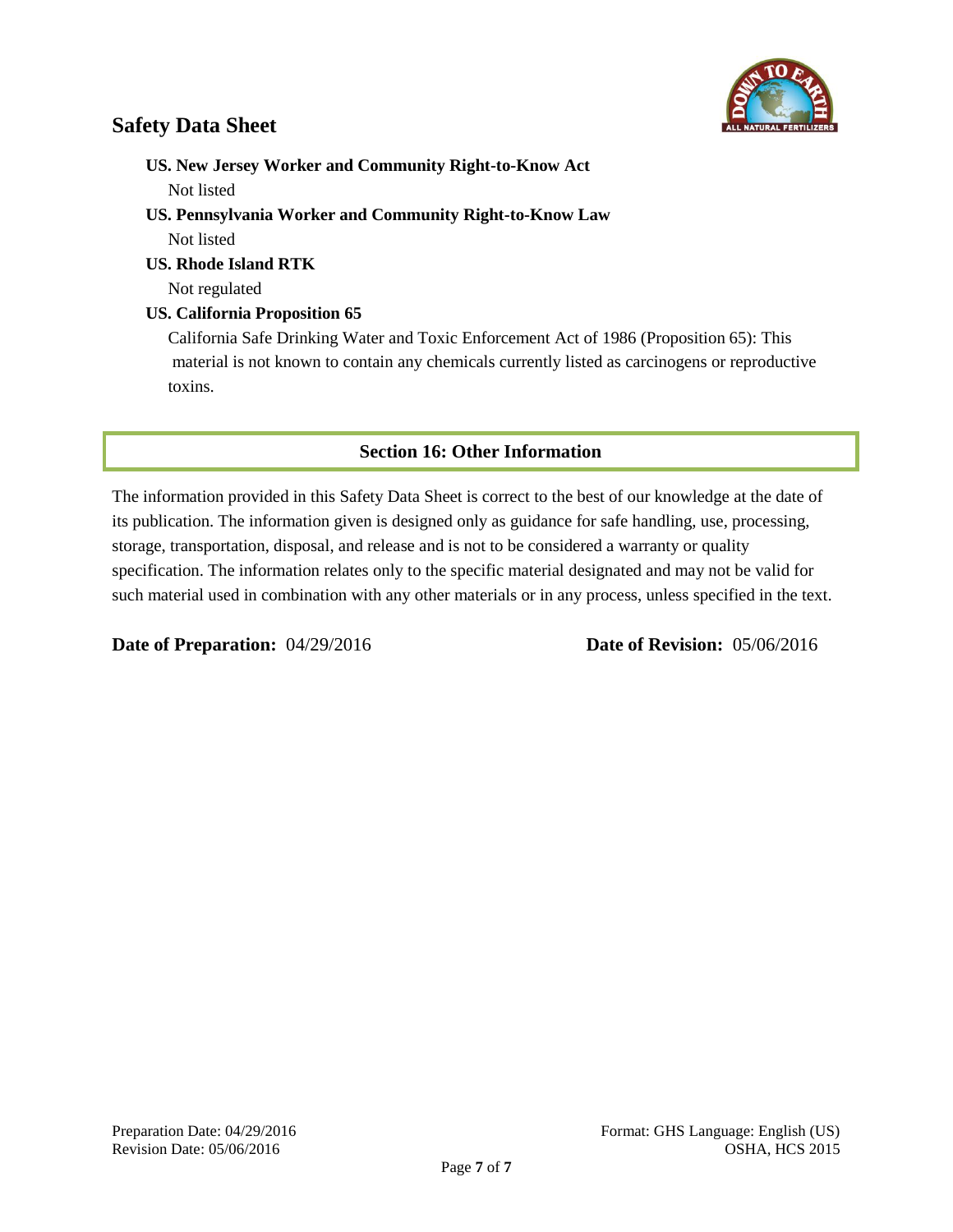**US. New Jersey Worker and Community Right-to-Know Act**

Not listed

**US. Pennsylvania Worker and Community Right-to-Know Law**

Not listed

**US. Rhode Island RTK**

Not regulated

**US. California Proposition 65**

California Safe Drinking Water and Toxic Enforcement Act of 1986 (Proposition 65): This material is not known to contain any chemicals currently listed as carcinogens or reproductive toxins.

## Section 16: Other Information

The information provided in this Safety Data Sheet is correct to the best of our knowledge at the date of its publication. The information given is designed only as guidance for safe handling, use, processing, storage, transportation, disposal, and release and is not to be considered a warranty or quality specification. The information relates only to the specific material designated and may not be valid for such material used in combination with any other materials or in any process, unless specified in the text.

**Date of Preparation:** 04/29/2016 **Date of Revision:** 05/06/2016